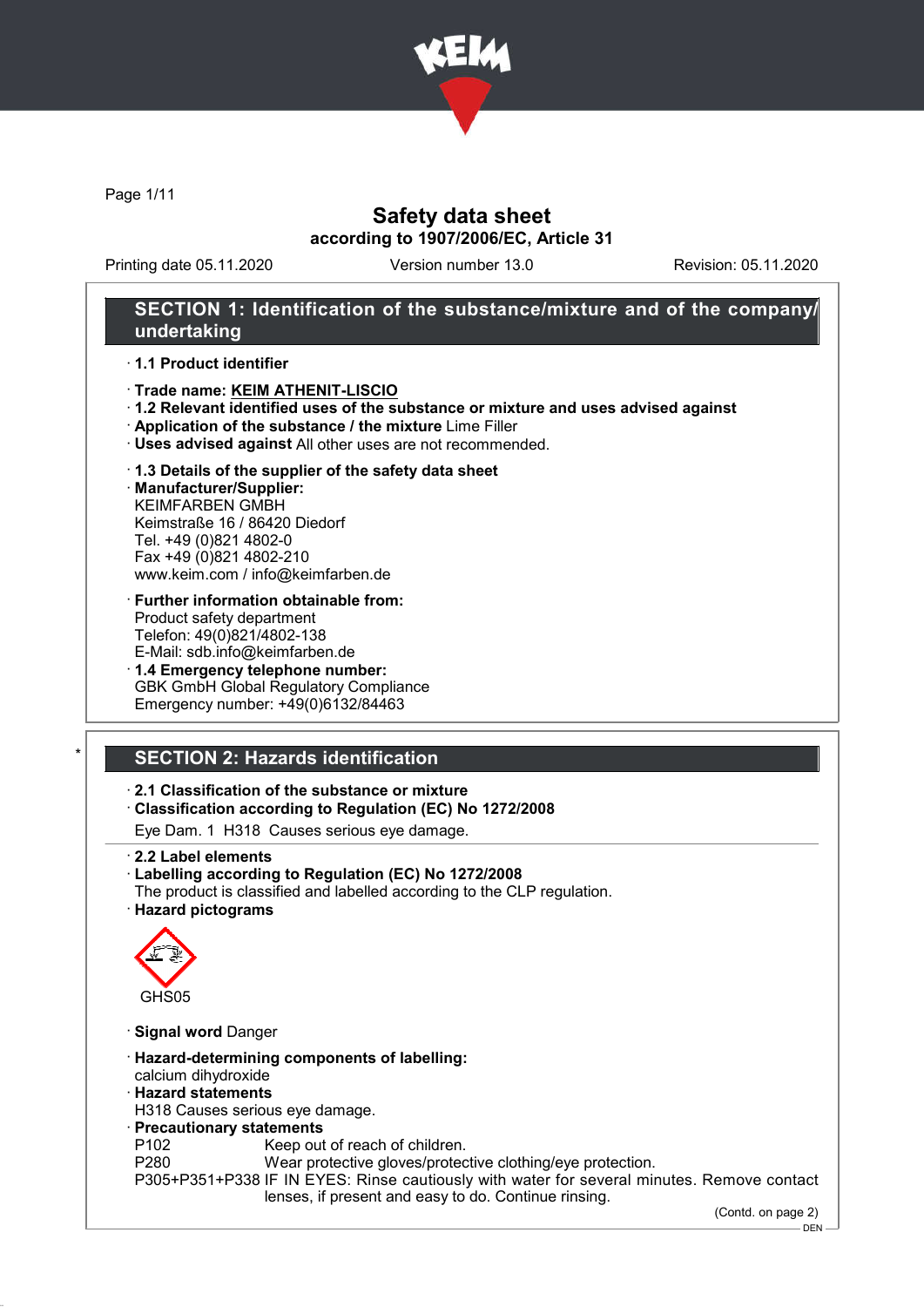# Safety data sheet

**according to 1907/2006/EC, Article 31**

Printing date 05.11.2020 | Version number 13.0 | Revision: 05.11.2020

## SECTION 1: Identification of the substance/mixture and of the company/undertaking

· **1.1 Product identifier**

· **Trade name: KEIM ATHENIT-LISCIO**

· **1.2 Relevant identified uses of the substance or mixture and uses advised against**

· **Application of the substance / the mixture** Lime Filler

· **Uses advised against** All other uses are not recommended.

· **1.3 Details of the supplier of the safety data sheet**

· **Manufacturer/Supplier:**
KEIMFARBEN GMBH
Keimstraße 16 / 86420 Diedorf
Tel. +49 (0)821 4802-0
Fax +49 (0)821 4802-210
www.keim.com / info@keimfarben.de

· **Further information obtainable from:**
Product safety department
Telefon: 49(0)821/4802-138
E-Mail: sdb.info@keimfarben.de

· **1.4 Emergency telephone number:**
GBK GmbH Global Regulatory Compliance
Emergency number: +49(0)6132/84463

## * SECTION 2: Hazards identification

· **2.1 Classification of the substance or mixture**

· **Classification according to Regulation (EC) No 1272/2008**

Eye Dam. 1 H318 Causes serious eye damage.

· **2.2 Label elements**

· **Labelling according to Regulation (EC) No 1272/2008**
The product is classified and labelled according to the CLP regulation.

· **Hazard pictograms**

GHS05

· **Signal word** Danger

· **Hazard-determining components of labelling:**
calcium dihydroxide

· **Hazard statements**
H318 Causes serious eye damage.

· **Precautionary statements**

| | |
|---|---|
| P102 | Keep out of reach of children. |
| P280 | Wear protective gloves/protective clothing/eye protection. |
| P305+P351+P338 | IF IN EYES: Rinse cautiously with water for several minutes. Remove contact lenses, if present and easy to do. Continue rinsing. |

(Contd. on page 2)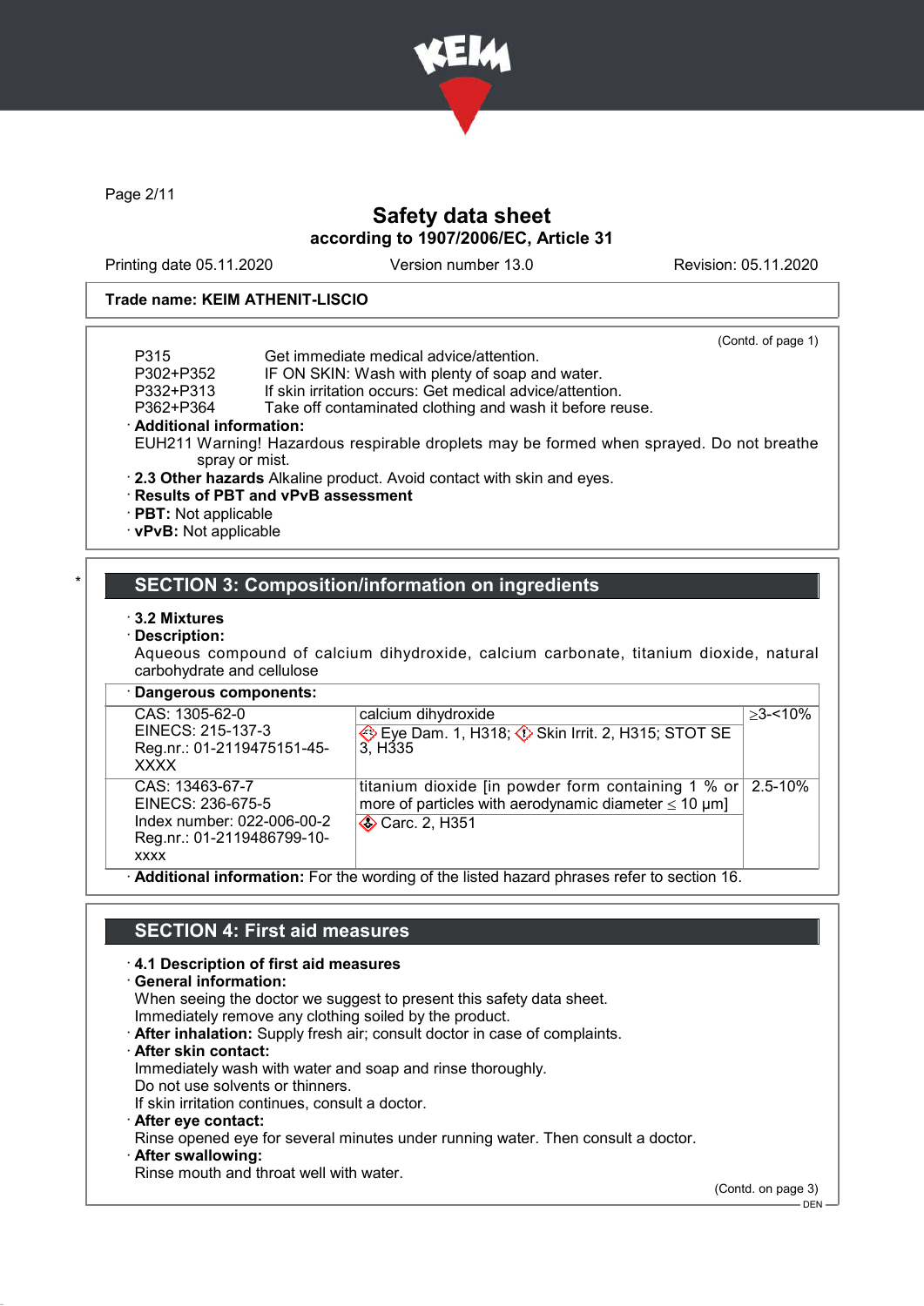Trade name: KEIM ATHENIT-LISCIO

(Contd. of page 1)

P315 Get immediate medical advice/attention.
P302+P352 IF ON SKIN: Wash with plenty of soap and water.
P332+P313 If skin irritation occurs: Get medical advice/attention.
P362+P364 Take off contaminated clothing and wash it before reuse.

· **Additional information:**
EUH211 Warning! Hazardous respirable droplets may be formed when sprayed. Do not breathe spray or mist.

· **2.3 Other hazards** Alkaline product. Avoid contact with skin and eyes.
· **Results of PBT and vPvB assessment**
· **PBT:** Not applicable
· **vPvB:** Not applicable

## SECTION 3: Composition/information on ingredients

· **3.2 Mixtures**
· **Description:**
Aqueous compound of calcium dihydroxide, calcium carbonate, titanium dioxide, natural carbohydrate and cellulose

· **Dangerous components:**

| | | |
|---|---|---|
| CAS: 1305-62-0<br>EINECS: 215-137-3<br>Reg.nr.: 01-2119475151-45-XXXX | calcium dihydroxide<br>Eye Dam. 1, H318; Skin Irrit. 2, H315; STOT SE 3, H335 | ≥3-<10% |
| CAS: 13463-67-7<br>EINECS: 236-675-5<br>Index number: 022-006-00-2<br>Reg.nr.: 01-2119486799-10-xxxx | titanium dioxide [in powder form containing 1 % or more of particles with aerodynamic diameter ≤ 10 μm]<br>Carc. 2, H351 | 2.5-10% |

· **Additional information:** For the wording of the listed hazard phrases refer to section 16.

## SECTION 4: First aid measures

· **4.1 Description of first aid measures**
· **General information:**
When seeing the doctor we suggest to present this safety data sheet.
Immediately remove any clothing soiled by the product.
· **After inhalation:** Supply fresh air; consult doctor in case of complaints.
· **After skin contact:**
Immediately wash with water and soap and rinse thoroughly.
Do not use solvents or thinners.
If skin irritation continues, consult a doctor.
· **After eye contact:**
Rinse opened eye for several minutes under running water. Then consult a doctor.
· **After swallowing:**
Rinse mouth and throat well with water.

(Contd. on page 3)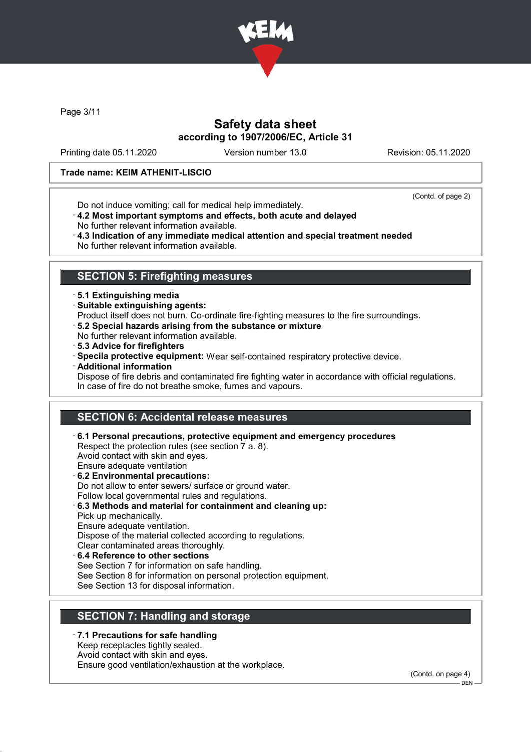**Trade name: KEIM ATHENIT-LISCIO**

(Contd. of page 2)

Do not induce vomiting; call for medical help immediately.

· **4.2 Most important symptoms and effects, both acute and delayed**
No further relevant information available.

· **4.3 Indication of any immediate medical attention and special treatment needed**
No further relevant information available.

## SECTION 5: Firefighting measures

· **5.1 Extinguishing media**

· **Suitable extinguishing agents:**
Product itself does not burn. Co-ordinate fire-fighting measures to the fire surroundings.

· **5.2 Special hazards arising from the substance or mixture**
No further relevant information available.

· **5.3 Advice for firefighters**

· **Specila protective equipment:** Wear self-contained respiratory protective device.

· **Additional information**
Dispose of fire debris and contaminated fire fighting water in accordance with official regulations.
In case of fire do not breathe smoke, fumes and vapours.

## SECTION 6: Accidental release measures

· **6.1 Personal precautions, protective equipment and emergency procedures**
Respect the protection rules (see section 7 a. 8).
Avoid contact with skin and eyes.
Ensure adequate ventilation

· **6.2 Environmental precautions:**
Do not allow to enter sewers/ surface or ground water.
Follow local governmental rules and regulations.

· **6.3 Methods and material for containment and cleaning up:**
Pick up mechanically.
Ensure adequate ventilation.
Dispose of the material collected according to regulations.
Clear contaminated areas thoroughly.

· **6.4 Reference to other sections**
See Section 7 for information on safe handling.
See Section 8 for information on personal protection equipment.
See Section 13 for disposal information.

## SECTION 7: Handling and storage

· **7.1 Precautions for safe handling**
Keep receptacles tightly sealed.
Avoid contact with skin and eyes.
Ensure good ventilation/exhaustion at the workplace.

(Contd. on page 4)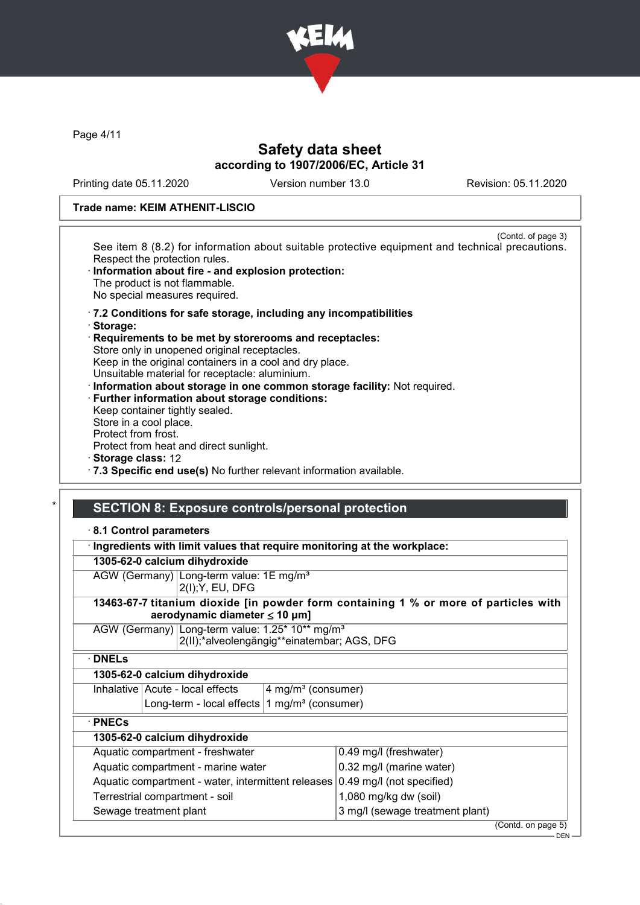Trade name: KEIM ATHENIT-LISCIO

(Contd. of page 3)

See item 8 (8.2) for information about suitable protective equipment and technical precautions. Respect the protection rules.

· **Information about fire - and explosion protection:**
The product is not flammable.
No special measures required.

· **7.2 Conditions for safe storage, including any incompatibilities**
· **Storage:**
· **Requirements to be met by storerooms and receptacles:**
Store only in unopened original receptacles.
Keep in the original containers in a cool and dry place.
Unsuitable material for receptacle: aluminium.
· **Information about storage in one common storage facility:** Not required.
· **Further information about storage conditions:**
Keep container tightly sealed.
Store in a cool place.
Protect from frost.
Protect from heat and direct sunlight.
· **Storage class:** 12
· **7.3 Specific end use(s)** No further relevant information available.

## SECTION 8: Exposure controls/personal protection

· **8.1 Control parameters**

| | |
|---|---|
| **· Ingredients with limit values that require monitoring at the workplace:** | |
| **1305-62-0 calcium dihydroxide** | |
| AGW (Germany) | Long-term value: 1E mg/m³<br>2(I);Y, EU, DFG |
| **13463-67-7 titanium dioxide [in powder form containing 1 % or more of particles with aerodynamic diameter ≤ 10 μm]** | |
| AGW (Germany) | Long-term value: 1.25* 10** mg/m³<br>2(II);*alveolengängig**einatembar; AGS, DFG |

· **DNELs**

| | | |
|---|---|---|
| **1305-62-0 calcium dihydroxide** | | |
| Inhalative | Acute - local effects | 4 mg/m³ (consumer) |
| | Long-term - local effects | 1 mg/m³ (consumer) |

· **PNECs**

| | |
|---|---|
| **1305-62-0 calcium dihydroxide** | |
| Aquatic compartment - freshwater | 0.49 mg/l (freshwater) |
| Aquatic compartment - marine water | 0.32 mg/l (marine water) |
| Aquatic compartment - water, intermittent releases | 0.49 mg/l (not specified) |
| Terrestrial compartment - soil | 1,080 mg/kg dw (soil) |
| Sewage treatment plant | 3 mg/l (sewage treatment plant) |

(Contd. on page 5)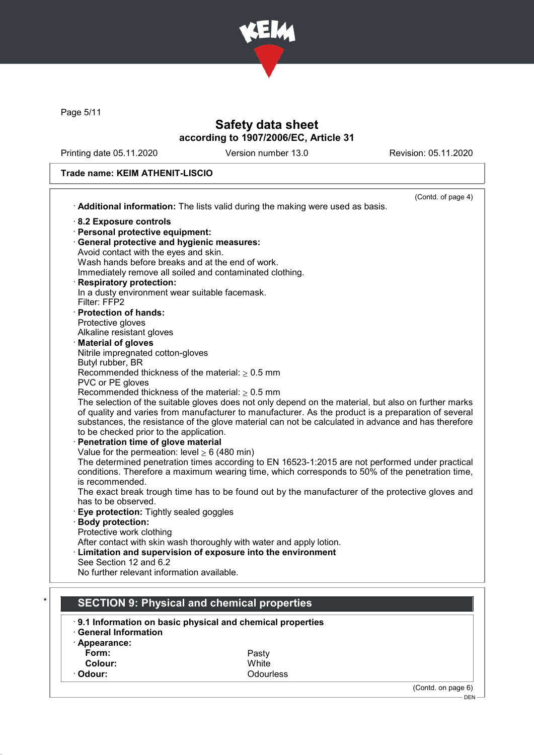Trade name: KEIM ATHENIT-LISCIO

(Contd. of page 4)

· **Additional information:** The lists valid during the making were used as basis.

· **8.2 Exposure controls**
· **Personal protective equipment:**
· **General protective and hygienic measures:**
Avoid contact with the eyes and skin.
Wash hands before breaks and at the end of work.
Immediately remove all soiled and contaminated clothing.
· **Respiratory protection:**
In a dusty environment wear suitable facemask.
Filter: FFP2
· **Protection of hands:**
Protective gloves
Alkaline resistant gloves
· **Material of gloves**
Nitrile impregnated cotton-gloves
Butyl rubber, BR
Recommended thickness of the material: ≥ 0.5 mm
PVC or PE gloves
Recommended thickness of the material: ≥ 0.5 mm
The selection of the suitable gloves does not only depend on the material, but also on further marks of quality and varies from manufacturer to manufacturer. As the product is a preparation of several substances, the resistance of the glove material can not be calculated in advance and has therefore to be checked prior to the application.
· **Penetration time of glove material**
Value for the permeation: level ≥ 6 (480 min)
The determined penetration times according to EN 16523-1:2015 are not performed under practical conditions. Therefore a maximum wearing time, which corresponds to 50% of the penetration time, is recommended.
The exact break trough time has to be found out by the manufacturer of the protective gloves and has to be observed.
· **Eye protection:** Tightly sealed goggles
· **Body protection:**
Protective work clothing
After contact with skin wash thoroughly with water and apply lotion.
· **Limitation and supervision of exposure into the environment**
See Section 12 and 6.2
No further relevant information available.

\* 

## SECTION 9: Physical and chemical properties

· **9.1 Information on basic physical and chemical properties**
· **General Information**
· **Appearance:**

| | |
|---|---|
| **Form:** | Pasty |
| **Colour:** | White |
| · **Odour:** | Odourless |

(Contd. on page 6)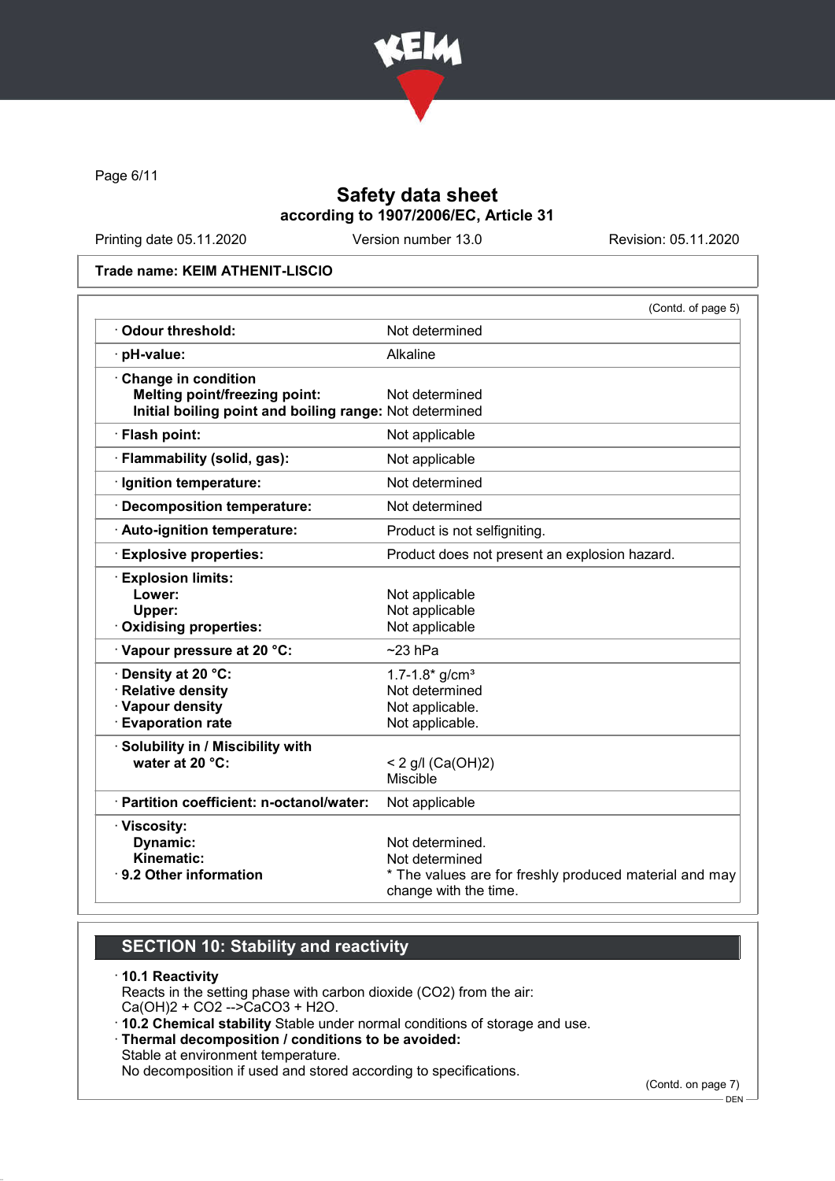# Safety data sheet
according to 1907/2006/EC, Article 31

Printing date 05.11.2020 Version number 13.0 Revision: 05.11.2020

**Trade name: KEIM ATHENIT-LISCIO**

(Contd. of page 5)

| | |
|---|---|
| · **Odour threshold:** | Not determined |
| · **pH-value:** | Alkaline |
| · **Change in condition**<br>**Melting point/freezing point:**<br>**Initial boiling point and boiling range:** | <br>Not determined<br>Not determined |
| · **Flash point:** | Not applicable |
| · **Flammability (solid, gas):** | Not applicable |
| · **Ignition temperature:** | Not determined |
| · **Decomposition temperature:** | Not determined |
| · **Auto-ignition temperature:** | Product is not selfigniting. |
| · **Explosive properties:** | Product does not present an explosion hazard. |
| · **Explosion limits:**<br>**Lower:**<br>**Upper:**<br>· **Oxidising properties:** | <br>Not applicable<br>Not applicable<br>Not applicable |
| · **Vapour pressure at 20 °C:** | ~23 hPa |
| · **Density at 20 °C:**<br>· **Relative density**<br>· **Vapour density**<br>· **Evaporation rate** | 1.7-1.8* g/cm³<br>Not determined<br>Not applicable.<br>Not applicable. |
| · **Solubility in / Miscibility with water at 20 °C:** | < 2 g/l ($Ca(OH)_2$)<br>Miscible |
| · **Partition coefficient: n-octanol/water:** | Not applicable |
| · **Viscosity:**<br>**Dynamic:**<br>**Kinematic:**<br>· **9.2 Other information** | <br>Not determined.<br>Not determined<br>* The values are for freshly produced material and may change with the time. |

## SECTION 10: Stability and reactivity

· **10.1 Reactivity**
Reacts in the setting phase with carbon dioxide ($CO_2$) from the air:
$Ca(OH)_2 + CO_2 \rightarrow CaCO_3 + H_2O$.
· **10.2 Chemical stability** Stable under normal conditions of storage and use.
· **Thermal decomposition / conditions to be avoided:**
Stable at environment temperature.
No decomposition if used and stored according to specifications.

(Contd. on page 7)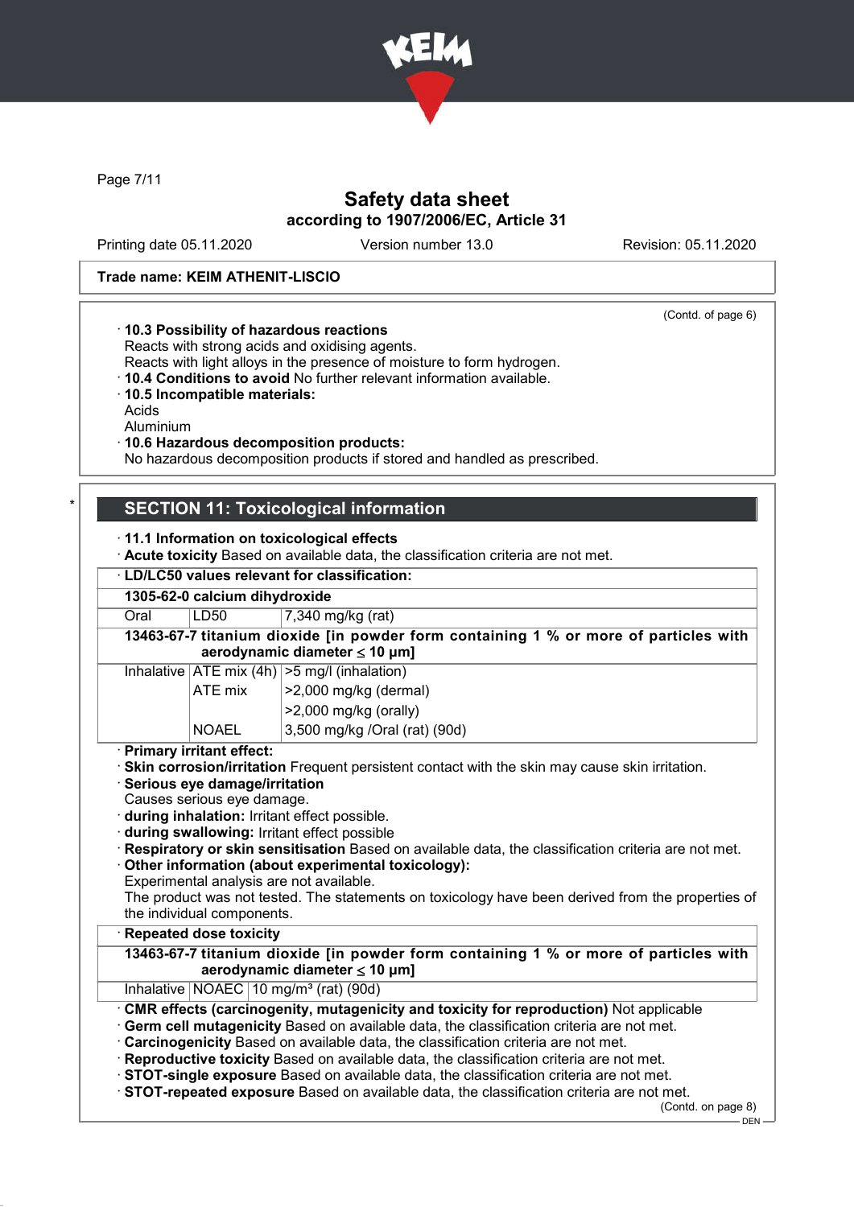Trade name: KEIM ATHENIT-LISCIO

(Contd. of page 6)

· **10.3 Possibility of hazardous reactions**
Reacts with strong acids and oxidising agents.
Reacts with light alloys in the presence of moisture to form hydrogen.
· **10.4 Conditions to avoid** No further relevant information available.
· **10.5 Incompatible materials:**
Acids
Aluminium
· **10.6 Hazardous decomposition products:**
No hazardous decomposition products if stored and handled as prescribed.

## SECTION 11: Toxicological information

· **11.1 Information on toxicological effects**
· **Acute toxicity** Based on available data, the classification criteria are not met.

| · LD/LC50 values relevant for classification: | | |
|---|---|---|
| **1305-62-0 calcium dihydroxide** | | |
| Oral | LD50 | 7,340 mg/kg (rat) |
| **13463-67-7 titanium dioxide [in powder form containing 1 % or more of particles with aerodynamic diameter ≤ 10 μm]** | | |
| Inhalative | ATE mix (4h) | >5 mg/l (inhalation) |
| | ATE mix | >2,000 mg/kg (dermal) |
| | | >2,000 mg/kg (orally) |
| | NOAEL | 3,500 mg/kg /Oral (rat) (90d) |

· **Primary irritant effect:**
· **Skin corrosion/irritation** Frequent persistent contact with the skin may cause skin irritation.
· **Serious eye damage/irritation**
Causes serious eye damage.
· **during inhalation:** Irritant effect possible.
· **during swallowing:** Irritant effect possible
· **Respiratory or skin sensitisation** Based on available data, the classification criteria are not met.
· **Other information (about experimental toxicology):**
Experimental analysis are not available.
The product was not tested. The statements on toxicology have been derived from the properties of the individual components.

| · Repeated dose toxicity | | |
|---|---|---|
| **13463-67-7 titanium dioxide [in powder form containing 1 % or more of particles with aerodynamic diameter ≤ 10 μm]** | | |
| Inhalative | NOAEC | 10 mg/m³ (rat) (90d) |

· **CMR effects (carcinogenity, mutagenicity and toxicity for reproduction)** Not applicable
· **Germ cell mutagenicity** Based on available data, the classification criteria are not met.
· **Carcinogenicity** Based on available data, the classification criteria are not met.
· **Reproductive toxicity** Based on available data, the classification criteria are not met.
· **STOT-single exposure** Based on available data, the classification criteria are not met.
· **STOT-repeated exposure** Based on available data, the classification criteria are not met.

(Contd. on page 8)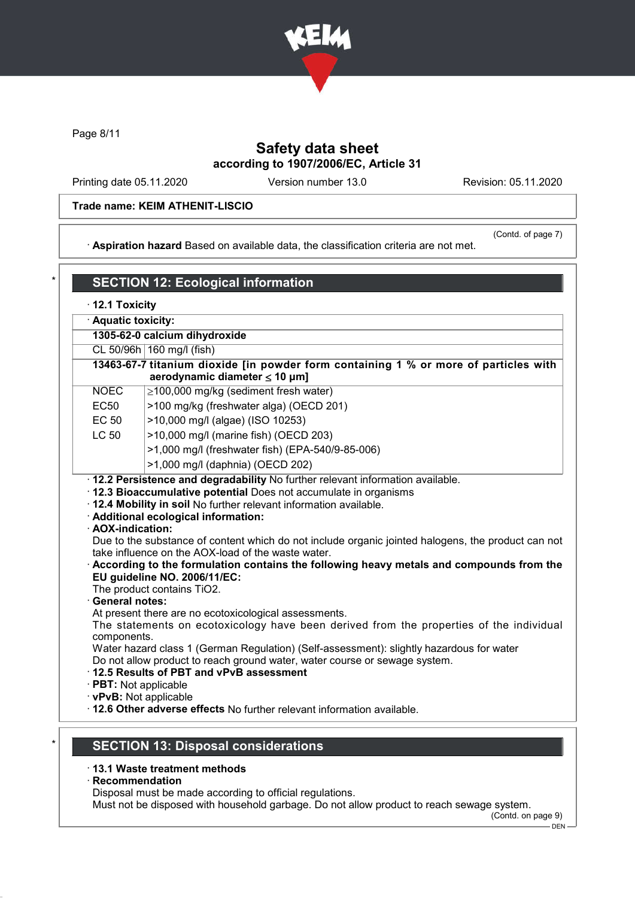Trade name: KEIM ATHENIT-LISCIO

(Contd. of page 7)

· **Aspiration hazard** Based on available data, the classification criteria are not met.

## SECTION 12: Ecological information

· **12.1 Toxicity**

· **Aquatic toxicity:**

| | |
|---|---|
| **1305-62-0 calcium dihydroxide** | |
| CL 50/96h | 160 mg/l (fish) |
| **13463-67-7 titanium dioxide [in powder form containing 1 % or more of particles with aerodynamic diameter ≤ 10 μm]** | |
| NOEC | ≥100,000 mg/kg (sediment fresh water) |
| EC50 | >100 mg/kg (freshwater alga) (OECD 201) |
| EC 50 | >10,000 mg/l (algae) (ISO 10253) |
| LC 50 | >10,000 mg/l (marine fish) (OECD 203) |
| | >1,000 mg/l (freshwater fish) (EPA-540/9-85-006) |
| | >1,000 mg/l (daphnia) (OECD 202) |

· **12.2 Persistence and degradability** No further relevant information available.
· **12.3 Bioaccumulative potential** Does not accumulate in organisms
· **12.4 Mobility in soil** No further relevant information available.
· **Additional ecological information:**
· **AOX-indication:**
Due to the substance of content which do not include organic jointed halogens, the product can not take influence on the AOX-load of the waste water.
· **According to the formulation contains the following heavy metals and compounds from the EU guideline NO. 2006/11/EC:**
The product contains $TiO_2$.
· **General notes:**
At present there are no ecotoxicological assessments.
The statements on ecotoxicology have been derived from the properties of the individual components.
Water hazard class 1 (German Regulation) (Self-assessment): slightly hazardous for water
Do not allow product to reach ground water, water course or sewage system.
· **12.5 Results of PBT and vPvB assessment**
· **PBT:** Not applicable
· **vPvB:** Not applicable
· **12.6 Other adverse effects** No further relevant information available.

## SECTION 13: Disposal considerations

· **13.1 Waste treatment methods**
· **Recommendation**
Disposal must be made according to official regulations.
Must not be disposed with household garbage. Do not allow product to reach sewage system.

(Contd. on page 9)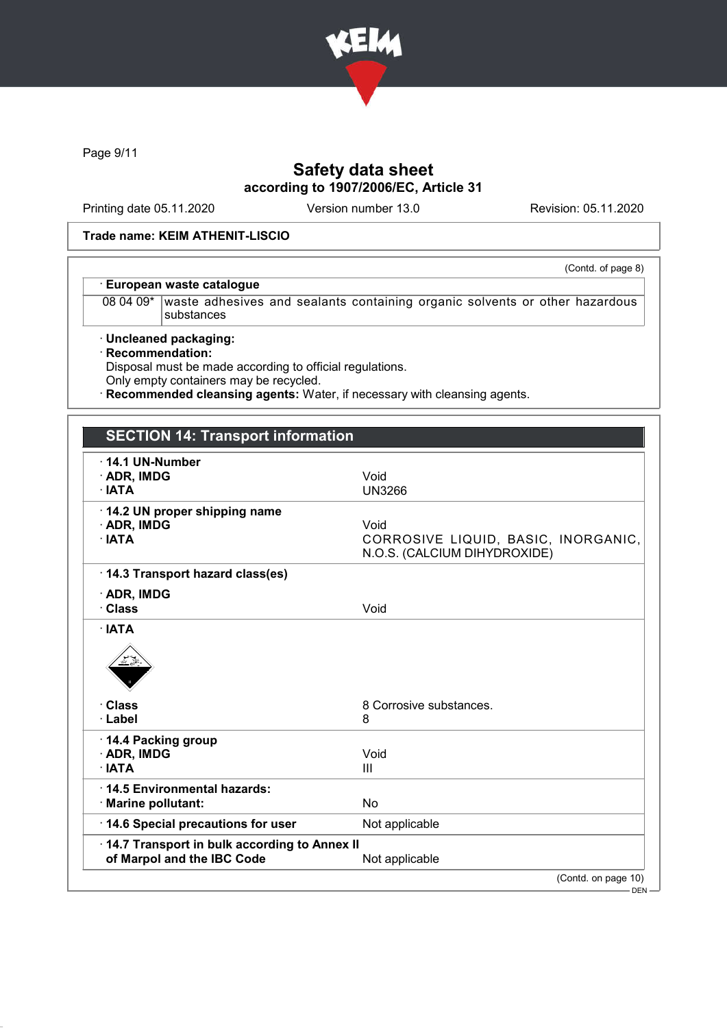# Safety data sheet
**according to 1907/2006/EC, Article 31**

Printing date 05.11.2020 Version number 13.0 Revision: 05.11.2020

**Trade name: KEIM ATHENIT-LISCIO**

(Contd. of page 8)

| · European waste catalogue | |
|---|---|
| 08 04 09* | waste adhesives and sealants containing organic solvents or other hazardous substances |

· **Uncleaned packaging:**
· **Recommendation:**
Disposal must be made according to official regulations.
Only empty containers may be recycled.
· **Recommended cleansing agents:** Water, if necessary with cleansing agents.

## SECTION 14: Transport information

| | |
|---|---|
| · **14.1 UN-Number** | |
| · **ADR, IMDG** | Void |
| · **IATA** | UN3266 |
| · **14.2 UN proper shipping name** | |
| · **ADR, IMDG** | Void |
| · **IATA** | CORROSIVE LIQUID, BASIC, INORGANIC, N.O.S. (CALCIUM DIHYDROXIDE) |
| · **14.3 Transport hazard class(es)** | |
| · **ADR, IMDG** | |
| · **Class** | Void |
| · **IATA** | |
| · **Class** | 8 Corrosive substances. |
| · **Label** | 8 |
| · **14.4 Packing group** | |
| · **ADR, IMDG** | Void |
| · **IATA** | III |
| · **14.5 Environmental hazards:** | |
| · **Marine pollutant:** | No |
| · **14.6 Special precautions for user** | Not applicable |
| · **14.7 Transport in bulk according to Annex II of Marpol and the IBC Code** | Not applicable |

(Contd. on page 10)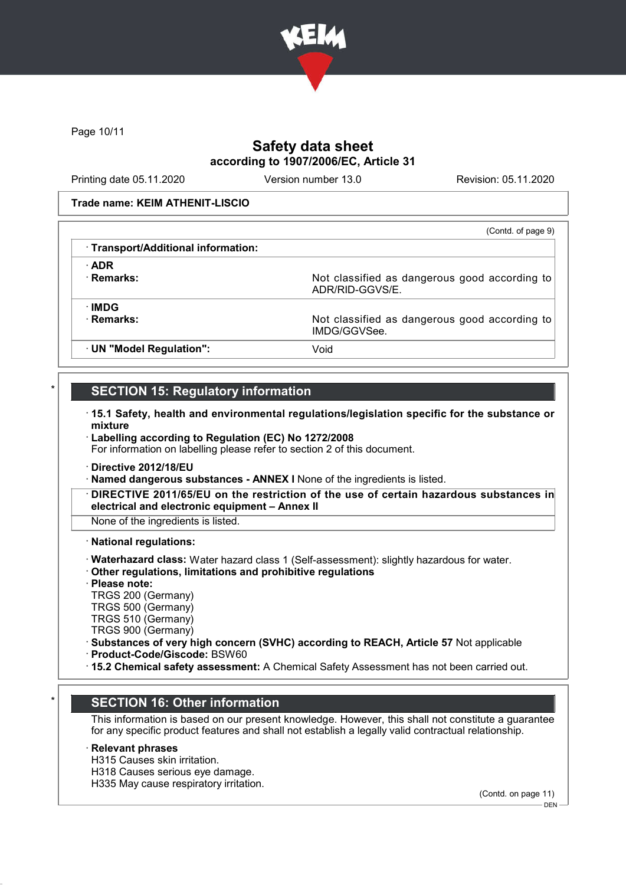# Safety data sheet

according to 1907/2006/EC, Article 31

Printing date 05.11.2020 Version number 13.0 Revision: 05.11.2020

**Trade name: KEIM ATHENIT-LISCIO**

(Contd. of page 9)

| | |
|---|---|
| · **Transport/Additional information:** | |
| · **ADR** | |
| · **Remarks:** | Not classified as dangerous good according to ADR/RID-GGVS/E. |
| · **IMDG** | |
| · **Remarks:** | Not classified as dangerous good according to IMDG/GGVSee. |
| · **UN "Model Regulation":** | Void |

## SECTION 15: Regulatory information

· **15.1 Safety, health and environmental regulations/legislation specific for the substance or mixture**

· **Labelling according to Regulation (EC) No 1272/2008**
For information on labelling please refer to section 2 of this document.

· **Directive 2012/18/EU**
· **Named dangerous substances - ANNEX I** None of the ingredients is listed.

· **DIRECTIVE 2011/65/EU on the restriction of the use of certain hazardous substances in electrical and electronic equipment – Annex II**
None of the ingredients is listed.

· **National regulations:**

· **Waterhazard class:** Water hazard class 1 (Self-assessment): slightly hazardous for water.
· **Other regulations, limitations and prohibitive regulations**
· **Please note:**
TRGS 200 (Germany)
TRGS 500 (Germany)
TRGS 510 (Germany)
TRGS 900 (Germany)
· **Substances of very high concern (SVHC) according to REACH, Article 57** Not applicable
· **Product-Code/Giscode:** BSW60
· **15.2 Chemical safety assessment:** A Chemical Safety Assessment has not been carried out.

## SECTION 16: Other information

This information is based on our present knowledge. However, this shall not constitute a guarantee for any specific product features and shall not establish a legally valid contractual relationship.

· **Relevant phrases**
H315 Causes skin irritation.
H318 Causes serious eye damage.
H335 May cause respiratory irritation.

(Contd. on page 11)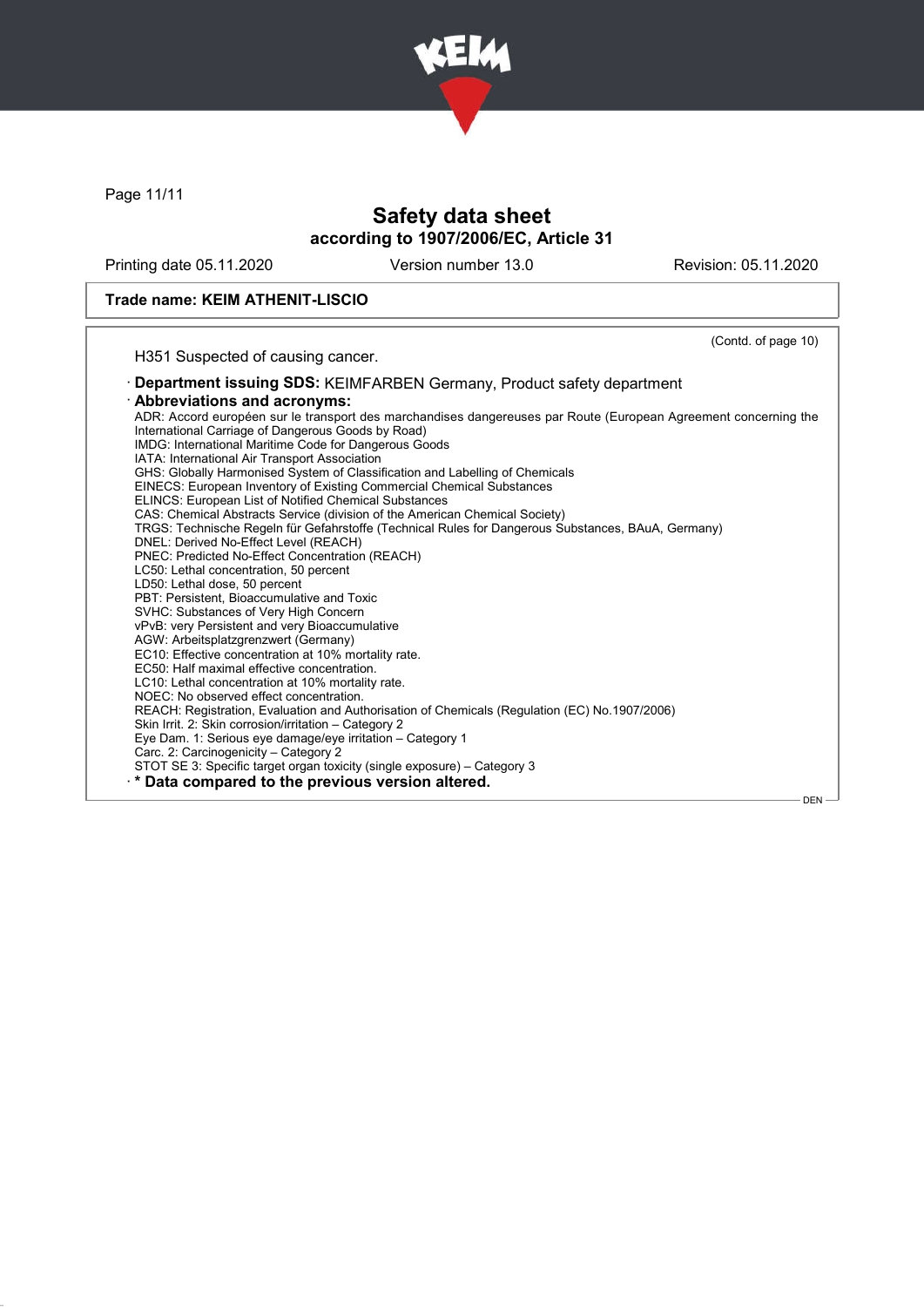**Trade name: KEIM ATHENIT-LISCIO**

(Contd. of page 10)

H351 Suspected of causing cancer.

· **Department issuing SDS:** KEIMFARBEN Germany, Product safety department

· **Abbreviations and acronyms:**

ADR: Accord européen sur le transport des marchandises dangereuses par Route (European Agreement concerning the International Carriage of Dangerous Goods by Road)
IMDG: International Maritime Code for Dangerous Goods
IATA: International Air Transport Association
GHS: Globally Harmonised System of Classification and Labelling of Chemicals
EINECS: European Inventory of Existing Commercial Chemical Substances
ELINCS: European List of Notified Chemical Substances
CAS: Chemical Abstracts Service (division of the American Chemical Society)
TRGS: Technische Regeln für Gefahrstoffe (Technical Rules for Dangerous Substances, BAuA, Germany)
DNEL: Derived No-Effect Level (REACH)
PNEC: Predicted No-Effect Concentration (REACH)
LC50: Lethal concentration, 50 percent
LD50: Lethal dose, 50 percent
PBT: Persistent, Bioaccumulative and Toxic
SVHC: Substances of Very High Concern
vPvB: very Persistent and very Bioaccumulative
AGW: Arbeitsplatzgrenzwert (Germany)
EC10: Effective concentration at 10% mortality rate.
EC50: Half maximal effective concentration.
LC10: Lethal concentration at 10% mortality rate.
NOEC: No observed effect concentration.
REACH: Registration, Evaluation and Authorisation of Chemicals (Regulation (EC) No.1907/2006)
Skin Irrit. 2: Skin corrosion/irritation – Category 2
Eye Dam. 1: Serious eye damage/eye irritation – Category 1
Carc. 2: Carcinogenicity – Category 2
STOT SE 3: Specific target organ toxicity (single exposure) – Category 3

· **\* Data compared to the previous version altered.**

DEN